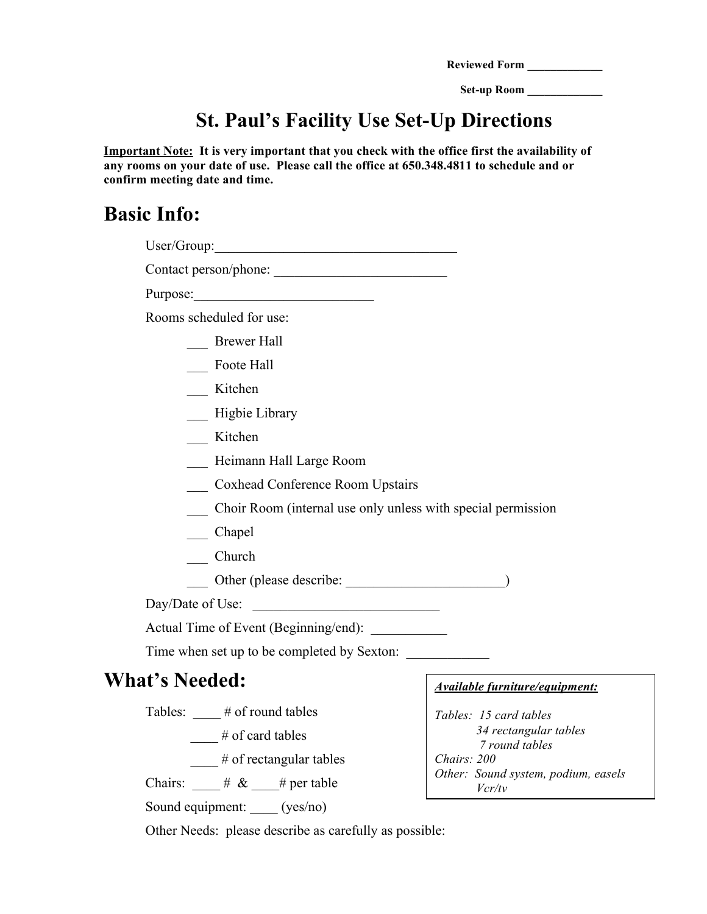Reviewed Form ____________

Set-up Room ____________

# St. Paul's Facility Use Set-Up Directions

**Important Note: It is very important that you check with the office first the availability of any rooms on your date of use. Please call the office at 650.348.4811 to schedule and or confirm meeting date and time.**

## Basic Info:

User/Group:____________________________________

Contact person/phone: _________________________

Purpose:__________________________

Rooms scheduled for use:

- ___ Brewer Hall
- ___ Foote Hall
- ___ Kitchen
- ___ Higbie Library
- ___ Kitchen
- ___ Heimann Hall Large Room
- ___ Coxhead Conference Room Upstairs
- ___ Choir Room (internal use only unless with special permission
- ___ Chapel
- ___ Church
- ___ Other (please describe: ______________________)

Day/Date of Use: ___________________________

Actual Time of Event (Beginning/end): ___________

Time when set up to be completed by Sexton: ____________

## What's Needed:

Tables: ____ # of round tables

____ # of card tables

____ # of rectangular tables

Chairs: ____ # & ____# per table

Sound equipment: ____ (yes/no)

Other Needs: please describe as carefully as possible:

***Available furniture/equipment:***

*Tables: 15 card tables*
*34 rectangular tables*
*7 round tables*
*Chairs: 200*
*Other: Sound system, podium, easels*
*Vcr/tv*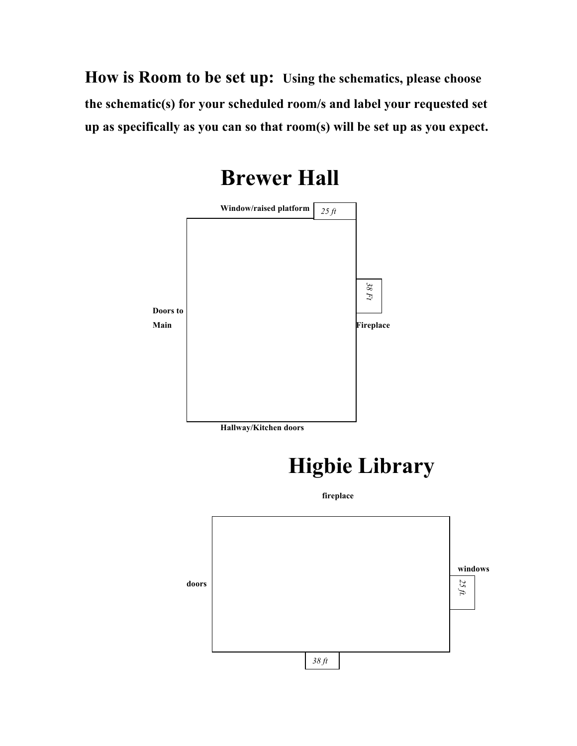**How is Room to be set up:** **Using the schematics, please choose the schematic(s) for your scheduled room/s and label your requested set up as specifically as you can so that room(s) will be set up as you expect.**

# Brewer Hall

**Window/raised platform** *25 ft*

**Doors to Main**

*38 Ft*

**Fireplace**

**Hallway/Kitchen doors**

# Higbie Library

**fireplace**

**doors**

**windows**

*25 ft.*

*38 ft*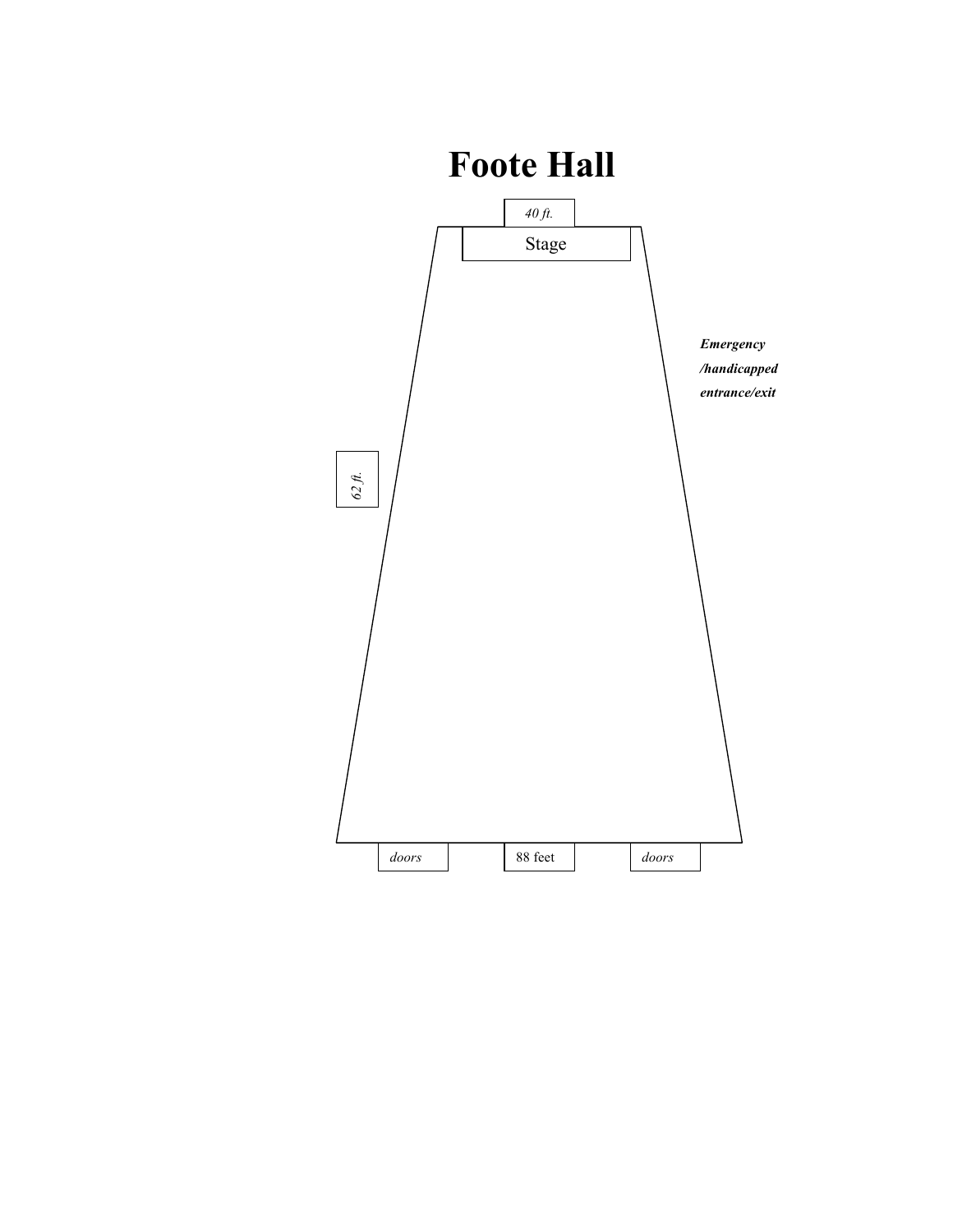# Foote Hall

*40 ft.*

Stage

***Emergency***
***/handicapped***
***entrance/exit***

*62 ft.*

*doors*

88 feet

*doors*